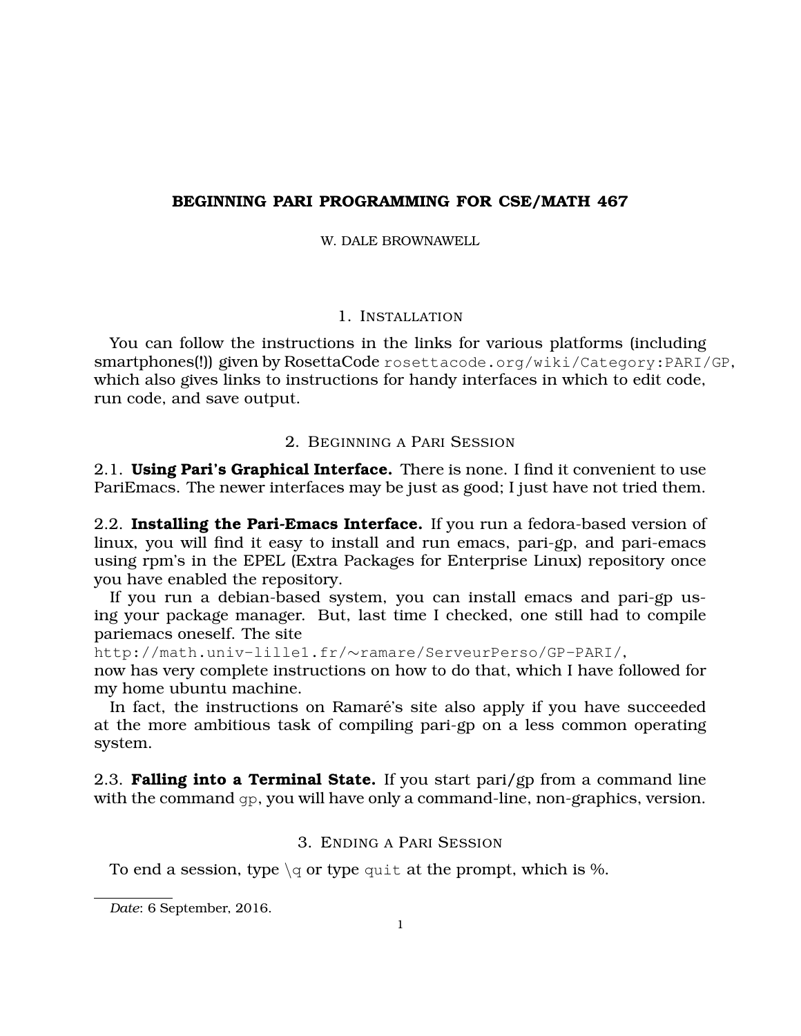# BEGINNING PARI PROGRAMMING FOR CSE/MATH 467

W. DALE BROWNAWELL

## 1. Installation

You can follow the instructions in the links for various platforms (including smartphones(!)) given by RosettaCode `rosettacode.org/wiki/Category:PARI/GP`, which also gives links to instructions for handy interfaces in which to edit code, run code, and save output.

## 2. Beginning a Pari Session

2.1. **Using Pari's Graphical Interface.** There is none. I find it convenient to use PariEmacs. The newer interfaces may be just as good; I just have not tried them.

2.2. **Installing the Pari-Emacs Interface.** If you run a fedora-based version of linux, you will find it easy to install and run emacs, pari-gp, and pari-emacs using rpm's in the EPEL (Extra Packages for Enterprise Linux) repository once you have enabled the repository.

If you run a debian-based system, you can install emacs and pari-gp using your package manager. But, last time I checked, one still had to compile pariemacs oneself. The site
`http://math.univ-lille1.fr/~ramare/ServeurPerso/GP-PARI/`,
now has very complete instructions on how to do that, which I have followed for my home ubuntu machine.

In fact, the instructions on Ramaré's site also apply if you have succeeded at the more ambitious task of compiling pari-gp on a less common operating system.

2.3. **Falling into a Terminal State.** If you start pari/gp from a command line with the command `gp`, you will have only a command-line, non-graphics, version.

## 3. Ending a Pari Session

To end a session, type `\q` or type `quit` at the prompt, which is %.

*Date*: 6 September, 2016.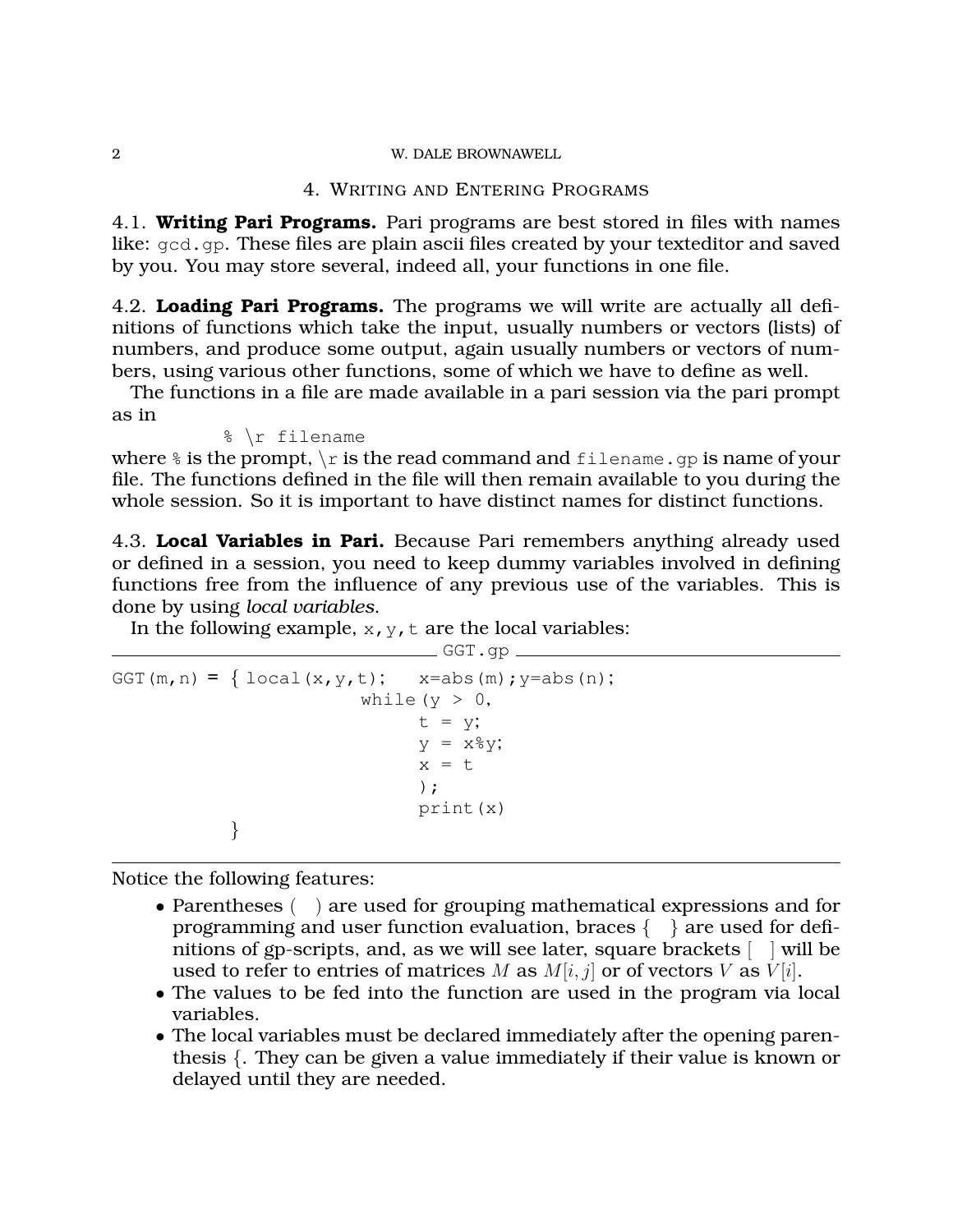## 4. Writing and Entering Programs

4.1. **Writing Pari Programs.** Pari programs are best stored in files with names like: `gcd.gp`. These files are plain ascii files created by your texteditor and saved by you. You may store several, indeed all, your functions in one file.

4.2. **Loading Pari Programs.** The programs we will write are actually all definitions of functions which take the input, usually numbers or vectors (lists) of numbers, and produce some output, again usually numbers or vectors of numbers, using various other functions, some of which we have to define as well.

The functions in a file are made available in a pari session via the pari prompt as in

```
% \r filename
```

where `%` is the prompt, `\r` is the read command and `filename.gp` is name of your file. The functions defined in the file will then remain available to you during the whole session. So it is important to have distinct names for distinct functions.

4.3. **Local Variables in Pari.** Because Pari remembers anything already used or defined in a session, you need to keep dummy variables involved in defining functions free from the influence of any previous use of the variables. This is done by using *local variables*.

In the following example, `x,y,t` are the local variables:

GGT.gp

```
GGT(m,n) = { local(x,y,t);   x=abs(m);y=abs(n);
                          while(y > 0,
                               t = y;
                               y = x%y;
                               x = t
                               );
                               print(x)
           }
```

Notice the following features:

- Parentheses ( ) are used for grouping mathematical expressions and for programming and user function evaluation, braces { } are used for definitions of gp-scripts, and, as we will see later, square brackets [ ] will be used to refer to entries of matrices $M$ as $M[i, j]$ or of vectors $V$ as $V[i]$.
- The values to be fed into the function are used in the program via local variables.
- The local variables must be declared immediately after the opening parenthesis {. They can be given a value immediately if their value is known or delayed until they are needed.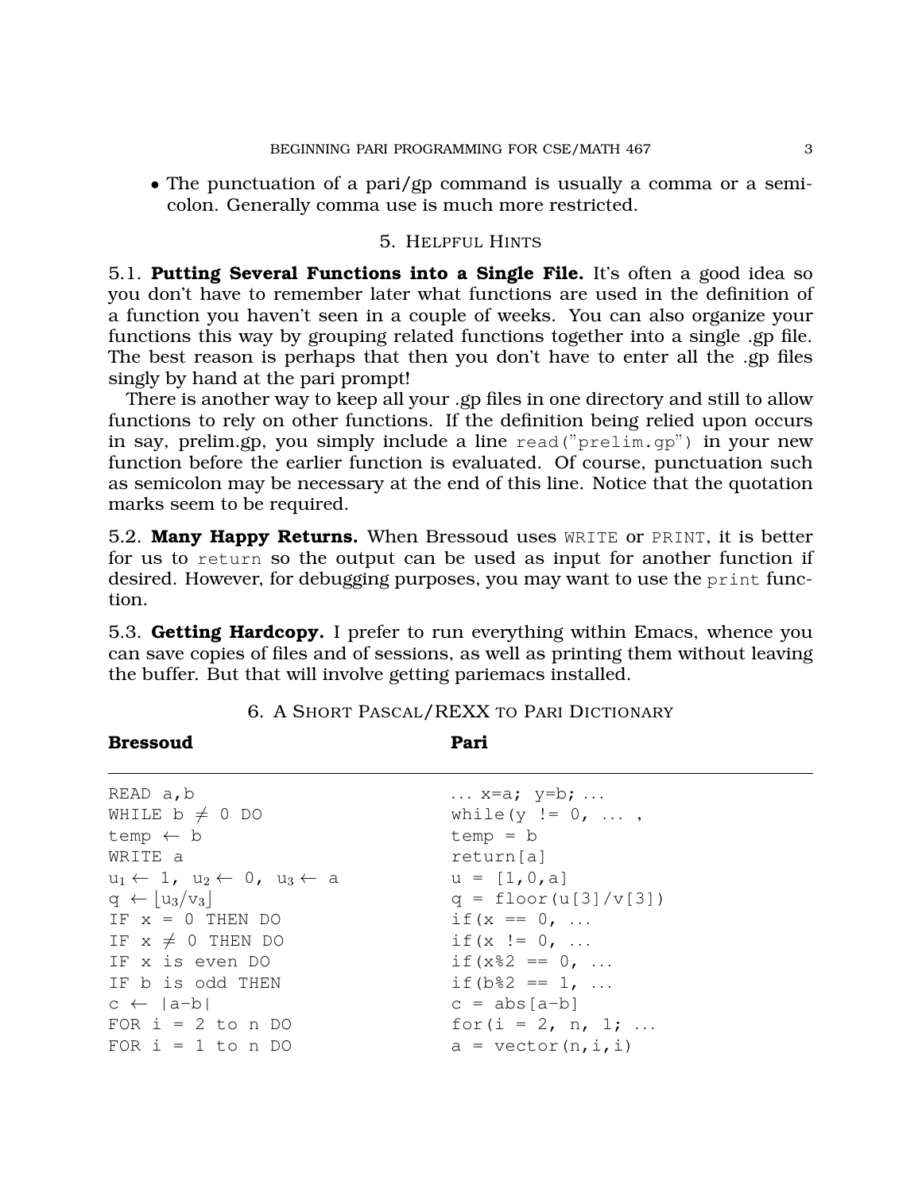- The punctuation of a pari/gp command is usually a comma or a semicolon. Generally comma use is much more restricted.

## 5. Helpful Hints

**5.1. Putting Several Functions into a Single File.** It's often a good idea so you don't have to remember later what functions are used in the definition of a function you haven't seen in a couple of weeks. You can also organize your functions this way by grouping related functions together into a single .gp file. The best reason is perhaps that then you don't have to enter all the .gp files singly by hand at the pari prompt!

There is another way to keep all your .gp files in one directory and still to allow functions to rely on other functions. If the definition being relied upon occurs in say, prelim.gp, you simply include a line `read("prelim.gp")` in your new function before the earlier function is evaluated. Of course, punctuation such as semicolon may be necessary at the end of this line. Notice that the quotation marks seem to be required.

**5.2. Many Happy Returns.** When Bressoud uses `WRITE` or `PRINT`, it is better for us to `return` so the output can be used as input for another function if desired. However, for debugging purposes, you may want to use the `print` function.

**5.3. Getting Hardcopy.** I prefer to run everything within Emacs, whence you can save copies of files and of sessions, as well as printing them without leaving the buffer. But that will involve getting pariemacs installed.

## 6. A Short Pascal/REXX to Pari Dictionary

| **Bressoud** | **Pari** |
|---|---|
| `READ a,b` | `... x=a; y=b; ...` |
| `WHILE b ≠ 0 DO` | `while(y != 0, ... ,` |
| `temp ← b` | `temp = b` |
| `WRITE a` | `return[a]` |
| $u_1 \leftarrow 1,\ u_2 \leftarrow 0,\ u_3 \leftarrow a$ | `u = [1,0,a]` |
| $q \leftarrow \lfloor u_3/v_3 \rfloor$ | `q = floor(u[3]/v[3])` |
| `IF x = 0 THEN DO` | `if(x == 0, ...` |
| `IF x ≠ 0 THEN DO` | `if(x != 0, ...` |
| `IF x is even DO` | `if(x%2 == 0, ...` |
| `IF b is odd THEN` | `if(b%2 == 1, ...` |
| `c ← \|a-b\|` | `c = abs[a-b]` |
| `FOR i = 2 to n DO` | `for(i = 2, n, 1; ...` |
| `FOR i = 1 to n DO` | `a = vector(n,i,i)` |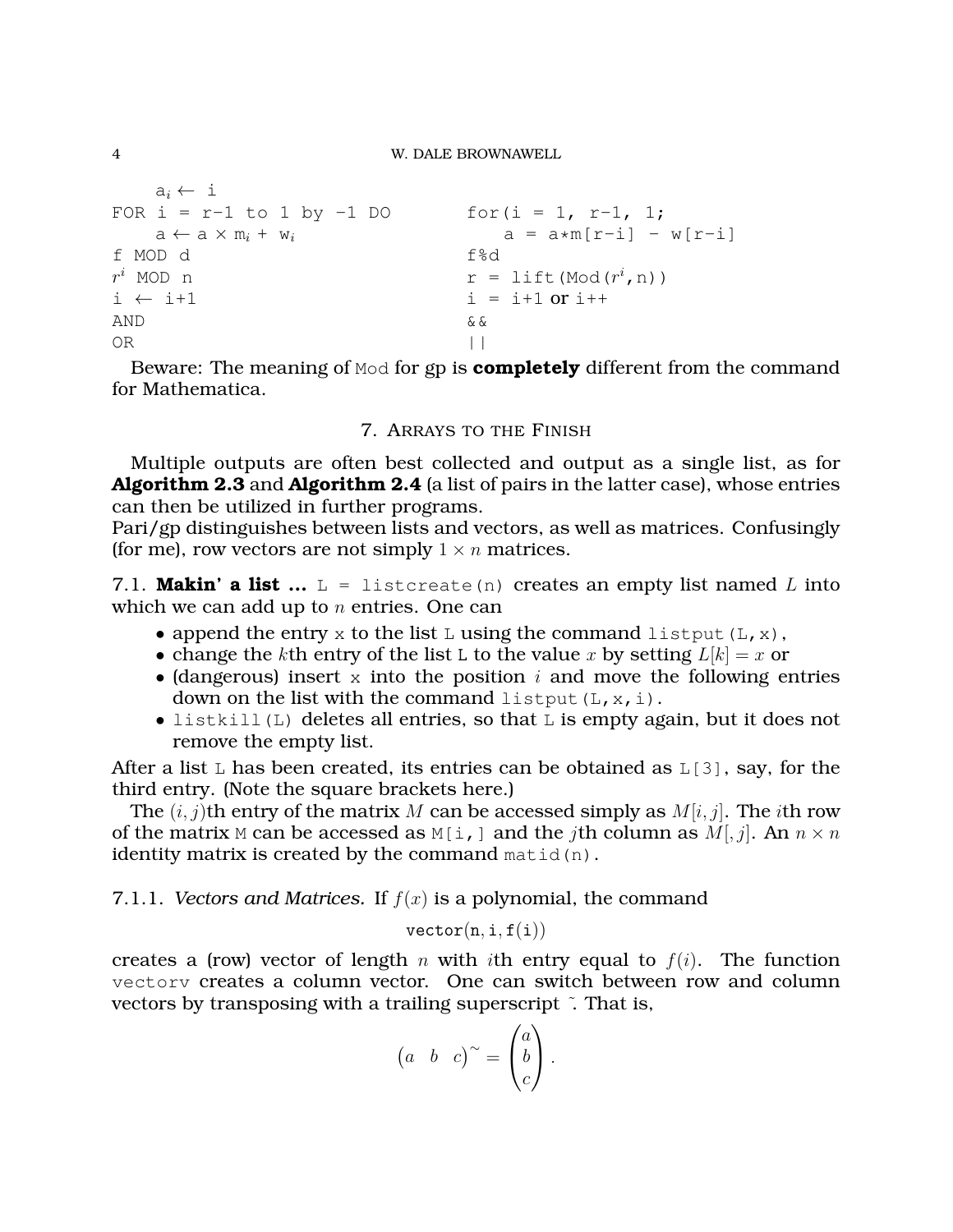| | |
|---|---|
| $a_i \leftarrow$ i | |
| FOR i = r-1 to 1 by -1 DO | for(i = 1, r-1, 1; |
| a ← a × $m_i$ + $w_i$ | a = a*m[r-i] - w[r-i] |
| f MOD d | f%d |
| $r^i$ MOD n | r = lift(Mod($r^i$,n)) |
| i ← i+1 | i = i+1 or i++ |
| AND | && |
| OR | \|\| |

Beware: The meaning of Mod for gp is **completely** different from the command for Mathematica.

## 7. Arrays to the Finish

Multiple outputs are often best collected and output as a single list, as for **Algorithm 2.3** and **Algorithm 2.4** (a list of pairs in the latter case), whose entries can then be utilized in further programs.
Pari/gp distinguishes between lists and vectors, as well as matrices. Confusingly (for me), row vectors are not simply $1 \times n$ matrices.

7.1. **Makin' a list ...** `L = listcreate(n)` creates an empty list named $L$ into which we can add up to $n$ entries. One can

- append the entry `x` to the list `L` using the command `listput(L,x)`,
- change the $k$th entry of the list `L` to the value $x$ by setting $L[k] = x$ or
- (dangerous) insert `x` into the position $i$ and move the following entries down on the list with the command `listput(L,x,i)`.
- `listkill(L)` deletes all entries, so that `L` is empty again, but it does not remove the empty list.

After a list `L` has been created, its entries can be obtained as `L[3]`, say, for the third entry. (Note the square brackets here.)

The $(i, j)$th entry of the matrix $M$ can be accessed simply as $M[i, j]$. The $i$th row of the matrix `M` can be accessed as `M[i,]` and the $j$th column as $M[, j]$. An $n \times n$ identity matrix is created by the command `matid(n)`.

7.1.1. *Vectors and Matrices.* If $f(x)$ is a polynomial, the command

$$\mathtt{vector(n, i, f(i))}$$

creates a (row) vector of length $n$ with $i$th entry equal to $f(i)$. The function `vectorv` creates a column vector. One can switch between row and column vectors by transposing with a trailing superscript ˜. That is,

$$\begin{pmatrix} a & b & c \end{pmatrix}^{\sim} = \begin{pmatrix} a \\ b \\ c \end{pmatrix}.$$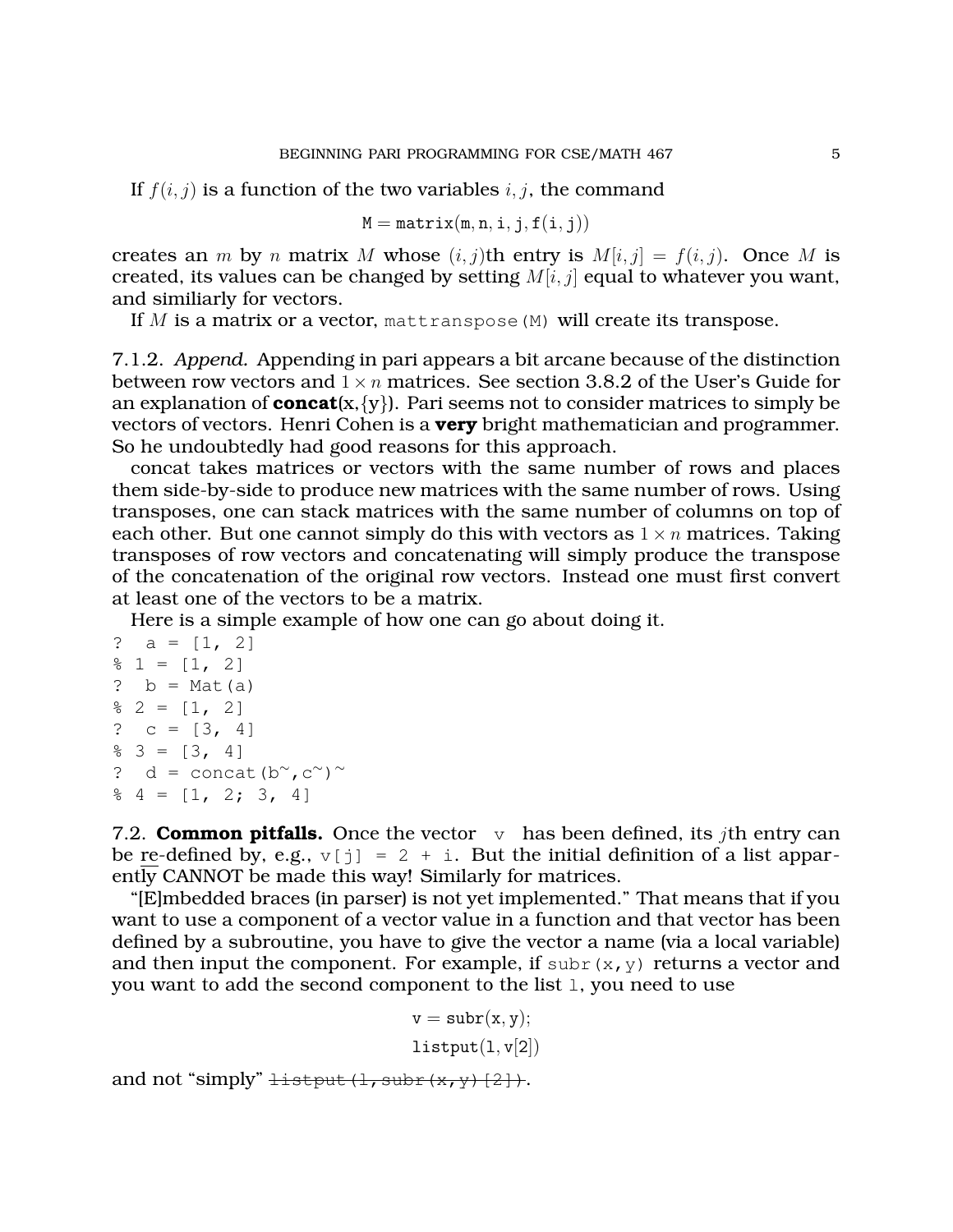If $f(i, j)$ is a function of the two variables $i, j$, the command

$$\mathtt{M = matrix(m, n, i, j, f(i, j))}$$

creates an $m$ by $n$ matrix $M$ whose $(i, j)$th entry is $M[i, j] = f(i, j)$. Once $M$ is created, its values can be changed by setting $M[i, j]$ equal to whatever you want, and similiarly for vectors.

If $M$ is a matrix or a vector, `mattranspose(M)` will create its transpose.

7.1.2. *Append.* Appending in pari appears a bit arcane because of the distinction between row vectors and $1 \times n$ matrices. See section 3.8.2 of the User's Guide for an explanation of **concat**(x,{y}). Pari seems not to consider matrices to simply be vectors of vectors. Henri Cohen is a **very** bright mathematician and programmer. So he undoubtedly had good reasons for this approach.

concat takes matrices or vectors with the same number of rows and places them side-by-side to produce new matrices with the same number of rows. Using transposes, one can stack matrices with the same number of columns on top of each other. But one cannot simply do this with vectors as $1 \times n$ matrices. Taking transposes of row vectors and concatenating will simply produce the transpose of the concatenation of the original row vectors. Instead one must first convert at least one of the vectors to be a matrix.

Here is a simple example of how one can go about doing it.

```
?  a = [1, 2]
% 1 = [1, 2]
?  b = Mat(a)
% 2 = [1, 2]
?  c = [3, 4]
% 3 = [3, 4]
?  d = concat(b~,c~)~
% 4 = [1, 2; 3, 4]
```

7.2. **Common pitfalls.** Once the vector `v` has been defined, its $j$th entry can be re-defined by, e.g., `v[j] = 2 + i`. But the initial definition of a list apparently CANNOT be made this way! Similarly for matrices.

"[E]mbedded braces (in parser) is not yet implemented." That means that if you want to use a component of a vector value in a function and that vector has been defined by a subroutine, you have to give the vector a name (via a local variable) and then input the component. For example, if `subr(x,y)` returns a vector and you want to add the second component to the list `l`, you need to use

```
v = subr(x, y);
listput(l, v[2])
```

and not "simply" ~~`listput(l,subr(x,y)[2])`~~.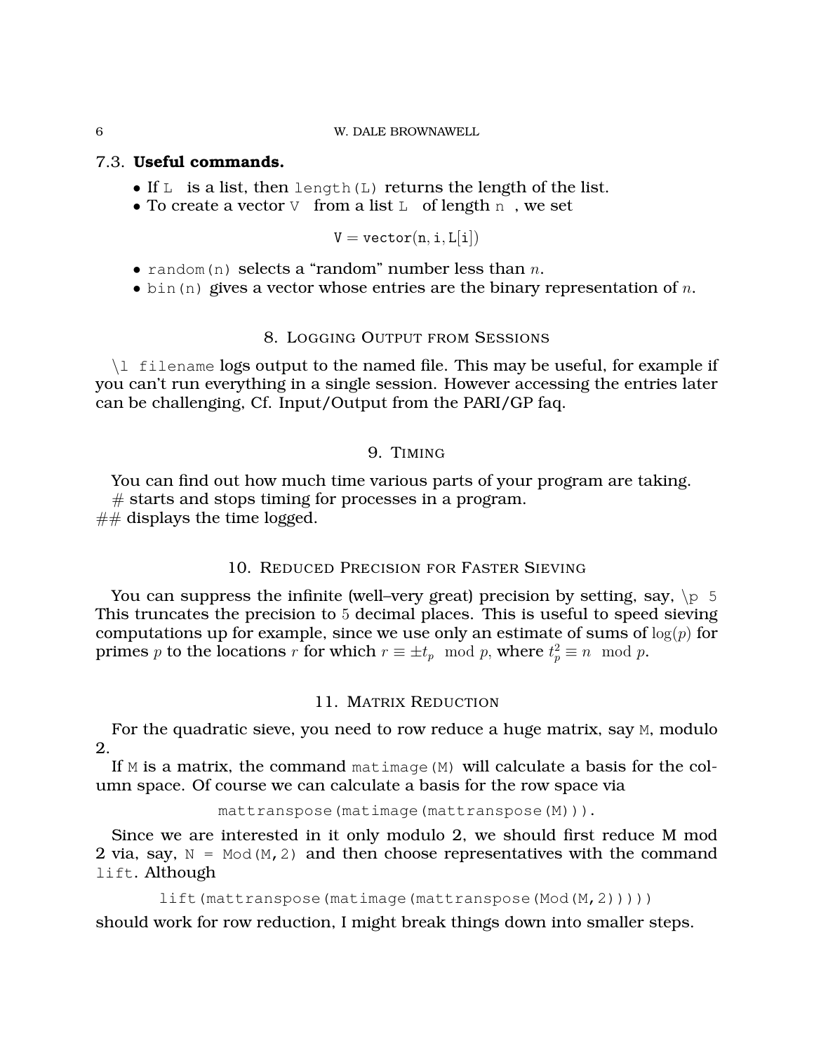### 7.3. **Useful commands.**

- If `L` is a list, then `length(L)` returns the length of the list.
- To create a vector `V` from a list `L` of length `n`, we set

$$\mathtt{V} = \mathtt{vector}(\mathtt{n}, \mathtt{i}, \mathtt{L}[\mathtt{i}])$$

- `random(n)` selects a "random" number less than $n$.
- `bin(n)` gives a vector whose entries are the binary representation of $n$.

## 8. Logging Output from Sessions

`\l filename` logs output to the named file. This may be useful, for example if you can't run everything in a single session. However accessing the entries later can be challenging, Cf. Input/Output from the PARI/GP faq.

## 9. Timing

You can find out how much time various parts of your program are taking.
# starts and stops timing for processes in a program.
## displays the time logged.

## 10. Reduced Precision for Faster Sieving

You can suppress the infinite (well–very great) precision by setting, say, `\p 5` This truncates the precision to 5 decimal places. This is useful to speed sieving computations up for example, since we use only an estimate of sums of $\log(p)$ for primes $p$ to the locations $r$ for which $r \equiv \pm t_p \mod p$, where $t_p^2 \equiv n \mod p$.

## 11. Matrix Reduction

For the quadratic sieve, you need to row reduce a huge matrix, say `M`, modulo 2.

If `M` is a matrix, the command `matimage(M)` will calculate a basis for the column space. Of course we can calculate a basis for the row space via

```
mattranspose(matimage(mattranspose(M))).
```

Since we are interested in it only modulo 2, we should first reduce M mod 2 via, say, `N = Mod(M,2)` and then choose representatives with the command `lift`. Although

```
lift(mattranspose(matimage(mattranspose(Mod(M,2)))))
```

should work for row reduction, I might break things down into smaller steps.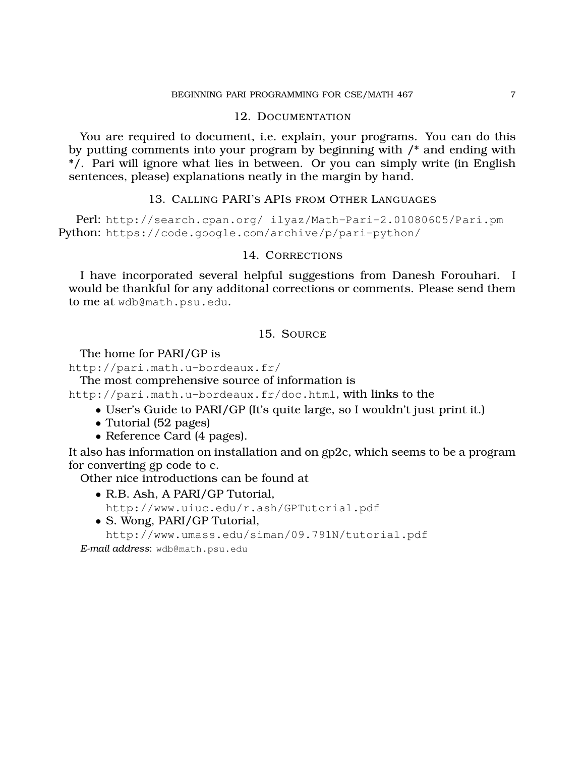## 12. Documentation

You are required to document, i.e. explain, your programs. You can do this by putting comments into your program by beginning with /* and ending with */. Pari will ignore what lies in between. Or you can simply write (in English sentences, please) explanations neatly in the margin by hand.

## 13. Calling PARI's APIs from Other Languages

**Perl:** `http://search.cpan.org/ ilyaz/Math-Pari-2.01080605/Pari.pm`
**Python:** `https://code.google.com/archive/p/pari-python/`

## 14. Corrections

I have incorporated several helpful suggestions from Danesh Forouhari. I would be thankful for any additonal corrections or comments. Please send them to me at `wdb@math.psu.edu`.

## 15. Source

The home for PARI/GP is
`http://pari.math.u-bordeaux.fr/`
The most comprehensive source of information is
`http://pari.math.u-bordeaux.fr/doc.html`, with links to the

- User's Guide to PARI/GP (It's quite large, so I wouldn't just print it.)
- Tutorial (52 pages)
- Reference Card (4 pages).

It also has information on installation and on gp2c, which seems to be a program for converting gp code to c.

Other nice introductions can be found at

- R.B. Ash, A PARI/GP Tutorial,
  `http://www.uiuc.edu/r.ash/GPTutorial.pdf`
- S. Wong, PARI/GP Tutorial,
  `http://www.umass.edu/siman/09.791N/tutorial.pdf`

*E-mail address*: `wdb@math.psu.edu`